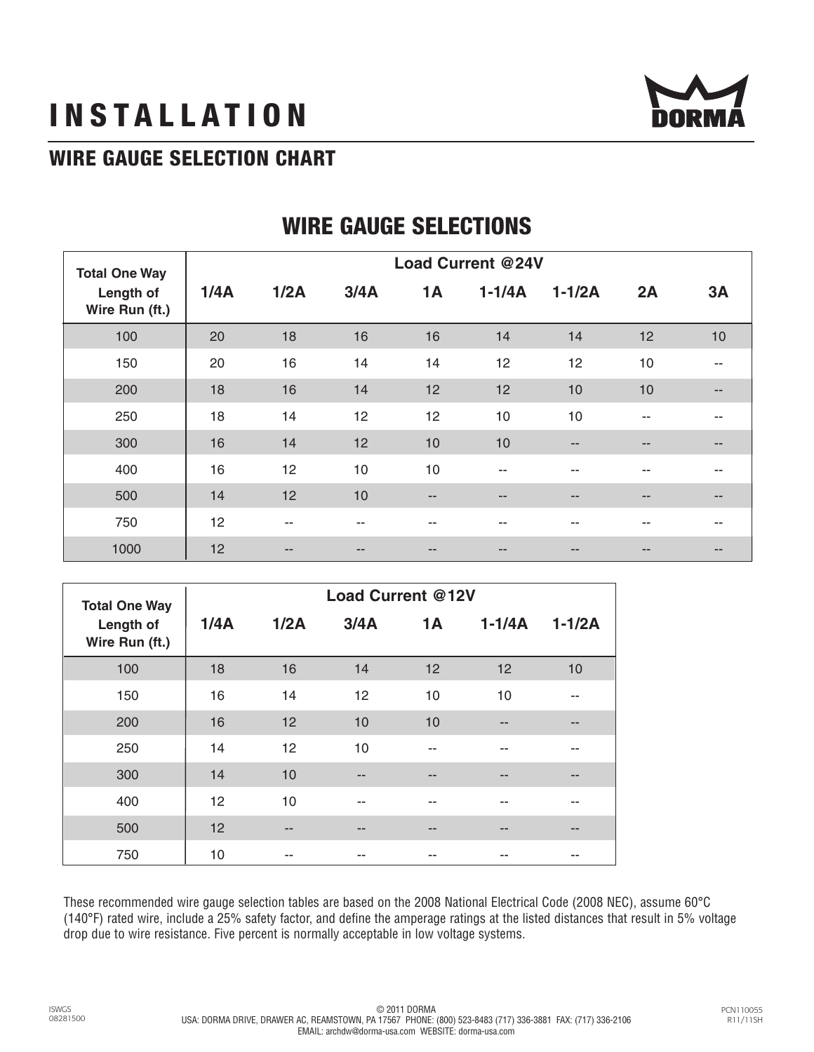# INSTALLATION

## WIRE GAUGE SELECTION CHART

## WIRE GAUGE SELECTIONS

| Total One Way Length of Wire Run (ft.) | Load Current @24V | | | | | | | |
|---|---|---|---|---|---|---|---|---|
| | 1/4A | 1/2A | 3/4A | 1A | 1-1/4A | 1-1/2A | 2A | 3A |
| 100 | 20 | 18 | 16 | 16 | 14 | 14 | 12 | 10 |
| 150 | 20 | 16 | 14 | 14 | 12 | 12 | 10 | -- |
| 200 | 18 | 16 | 14 | 12 | 12 | 10 | 10 | -- |
| 250 | 18 | 14 | 12 | 12 | 10 | 10 | -- | -- |
| 300 | 16 | 14 | 12 | 10 | 10 | -- | -- | -- |
| 400 | 16 | 12 | 10 | 10 | -- | -- | -- | -- |
| 500 | 14 | 12 | 10 | -- | -- | -- | -- | -- |
| 750 | 12 | -- | -- | -- | -- | -- | -- | -- |
| 1000 | 12 | -- | -- | -- | -- | -- | -- | -- |

| Total One Way Length of Wire Run (ft.) | Load Current @12V | | | | | |
|---|---|---|---|---|---|---|
| | 1/4A | 1/2A | 3/4A | 1A | 1-1/4A | 1-1/2A |
| 100 | 18 | 16 | 14 | 12 | 12 | 10 |
| 150 | 16 | 14 | 12 | 10 | 10 | -- |
| 200 | 16 | 12 | 10 | 10 | -- | -- |
| 250 | 14 | 12 | 10 | -- | -- | -- |
| 300 | 14 | 10 | -- | -- | -- | -- |
| 400 | 12 | 10 | -- | -- | -- | -- |
| 500 | 12 | -- | -- | -- | -- | -- |
| 750 | 10 | -- | -- | -- | -- | -- |

These recommended wire gauge selection tables are based on the 2008 National Electrical Code (2008 NEC), assume 60°C (140°F) rated wire, include a 25% safety factor, and define the amperage ratings at the listed distances that result in 5% voltage drop due to wire resistance. Five percent is normally acceptable in low voltage systems.

ISWGS
08281500

© 2011 DORMA
USA: DORMA DRIVE, DRAWER AC, REAMSTOWN, PA 17567 PHONE: (800) 523-8483 (717) 336-3881 FAX: (717) 336-2106
EMAIL: archdw@dorma-usa.com WEBSITE: dorma-usa.com

PCN110055
R11/11SH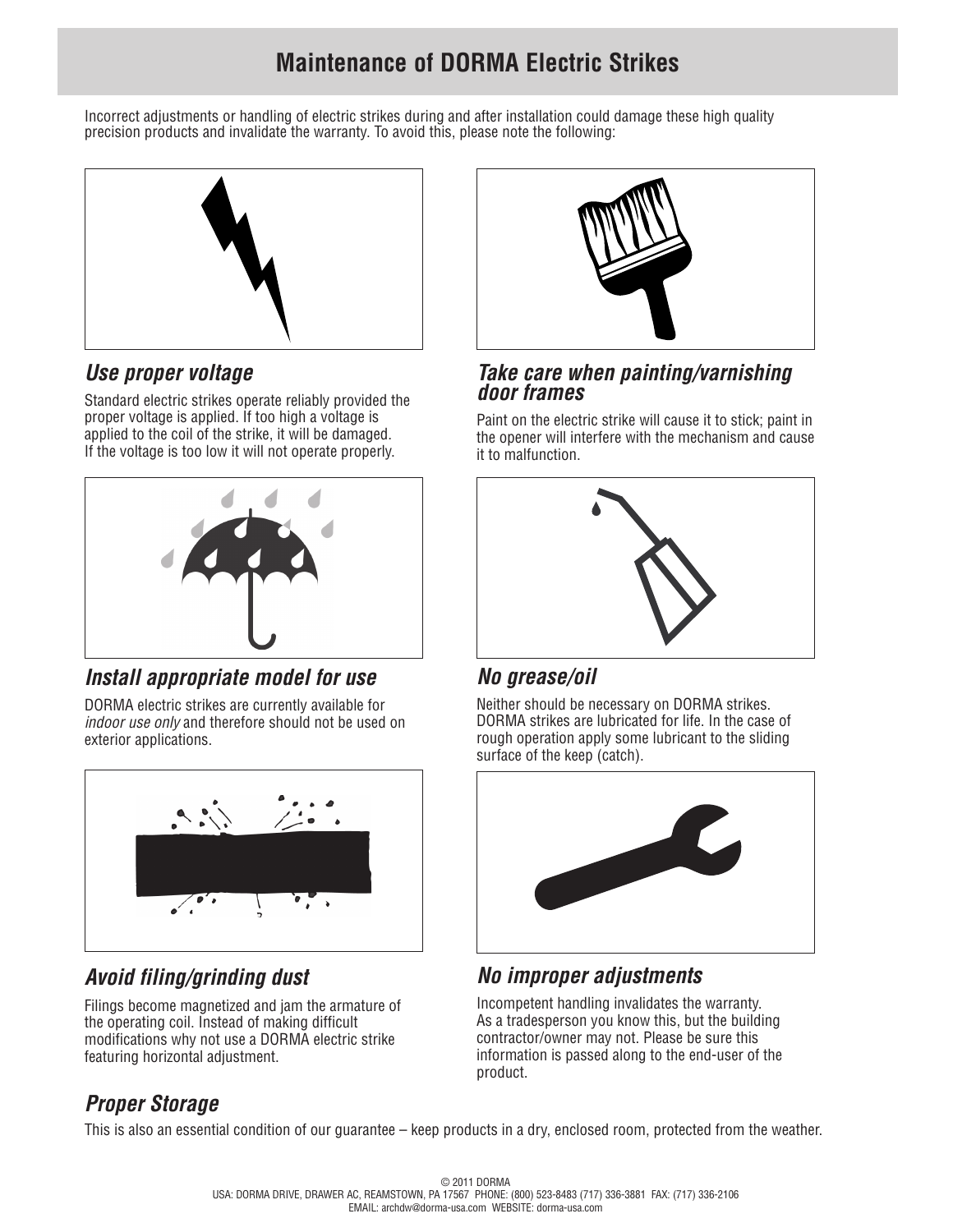# Maintenance of DORMA Electric Strikes

Incorrect adjustments or handling of electric strikes during and after installation could damage these high quality precision products and invalidate the warranty. To avoid this, please note the following:

### *Use proper voltage*

Standard electric strikes operate reliably provided the proper voltage is applied. If too high a voltage is applied to the coil of the strike, it will be damaged. If the voltage is too low it will not operate properly.

### *Install appropriate model for use*

DORMA electric strikes are currently available for *indoor use only* and therefore should not be used on exterior applications.

### *Avoid filing/grinding dust*

Filings become magnetized and jam the armature of the operating coil. Instead of making difficult modifications why not use a DORMA electric strike featuring horizontal adjustment.

### *Take care when painting/varnishing door frames*

Paint on the electric strike will cause it to stick; paint in the opener will interfere with the mechanism and cause it to malfunction.

### *No grease/oil*

Neither should be necessary on DORMA strikes. DORMA strikes are lubricated for life. In the case of rough operation apply some lubricant to the sliding surface of the keep (catch).

### *No improper adjustments*

Incompetent handling invalidates the warranty. As a tradesperson you know this, but the building contractor/owner may not. Please be sure this information is passed along to the end-user of the product.

### *Proper Storage*

This is also an essential condition of our guarantee – keep products in a dry, enclosed room, protected from the weather.

© 2011 DORMA
USA: DORMA DRIVE, DRAWER AC, REAMSTOWN, PA 17567 PHONE: (800) 523-8483 (717) 336-3881 FAX: (717) 336-2106
EMAIL: archdw@dorma-usa.com WEBSITE: dorma-usa.com